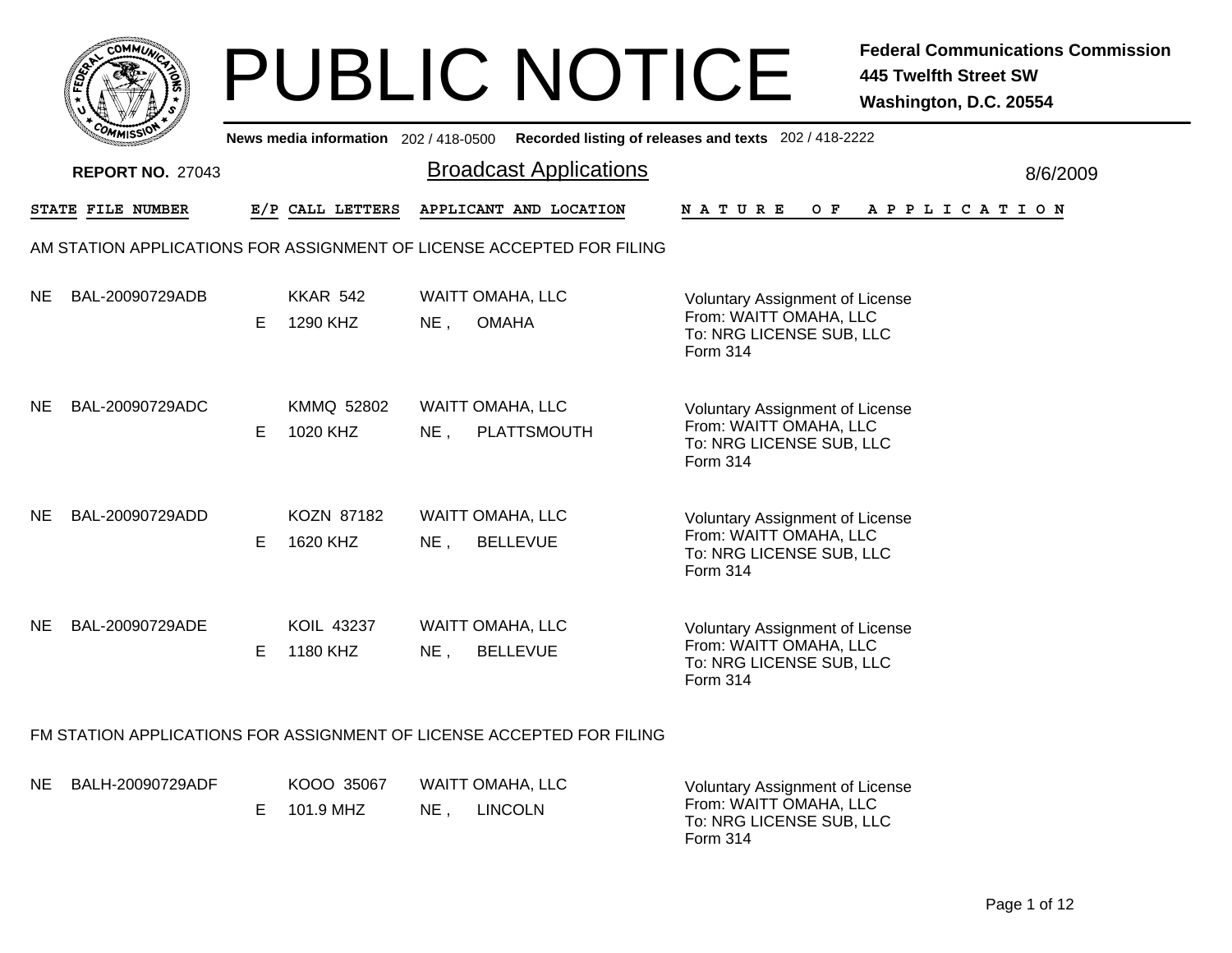# PUBLIC NOTICE

**Federal Communications Commission**
**445 Twelfth Street SW**
**Washington, D.C. 20554**

**News media information** 202 / 418-0500 **Recorded listing of releases and texts** 202 / 418-2222

**REPORT NO.** 27043

## Broadcast Applications

8/6/2009

| STATE | FILE NUMBER | E/P | CALL LETTERS | APPLICANT AND LOCATION | NATURE OF APPLICATION |
|---|---|---|---|---|---|

### AM STATION APPLICATIONS FOR ASSIGNMENT OF LICENSE ACCEPTED FOR FILING

| STATE | FILE NUMBER | E/P | CALL LETTERS | APPLICANT AND LOCATION | NATURE OF APPLICATION |
|---|---|---|---|---|---|
| NE | BAL-20090729ADB | E | KKAR 542<br>1290 KHZ | WAITT OMAHA, LLC<br>NE , OMAHA | Voluntary Assignment of License<br>From: WAITT OMAHA, LLC<br>To: NRG LICENSE SUB, LLC<br>Form 314 |
| NE | BAL-20090729ADC | E | KMMQ 52802<br>1020 KHZ | WAITT OMAHA, LLC<br>NE , PLATTSMOUTH | Voluntary Assignment of License<br>From: WAITT OMAHA, LLC<br>To: NRG LICENSE SUB, LLC<br>Form 314 |
| NE | BAL-20090729ADD | E | KOZN 87182<br>1620 KHZ | WAITT OMAHA, LLC<br>NE , BELLEVUE | Voluntary Assignment of License<br>From: WAITT OMAHA, LLC<br>To: NRG LICENSE SUB, LLC<br>Form 314 |
| NE | BAL-20090729ADE | E | KOIL 43237<br>1180 KHZ | WAITT OMAHA, LLC<br>NE , BELLEVUE | Voluntary Assignment of License<br>From: WAITT OMAHA, LLC<br>To: NRG LICENSE SUB, LLC<br>Form 314 |

### FM STATION APPLICATIONS FOR ASSIGNMENT OF LICENSE ACCEPTED FOR FILING

| STATE | FILE NUMBER | E/P | CALL LETTERS | APPLICANT AND LOCATION | NATURE OF APPLICATION |
|---|---|---|---|---|---|
| NE | BALH-20090729ADF | E | KOOO 35067<br>101.9 MHZ | WAITT OMAHA, LLC<br>NE , LINCOLN | Voluntary Assignment of License<br>From: WAITT OMAHA, LLC<br>To: NRG LICENSE SUB, LLC<br>Form 314 |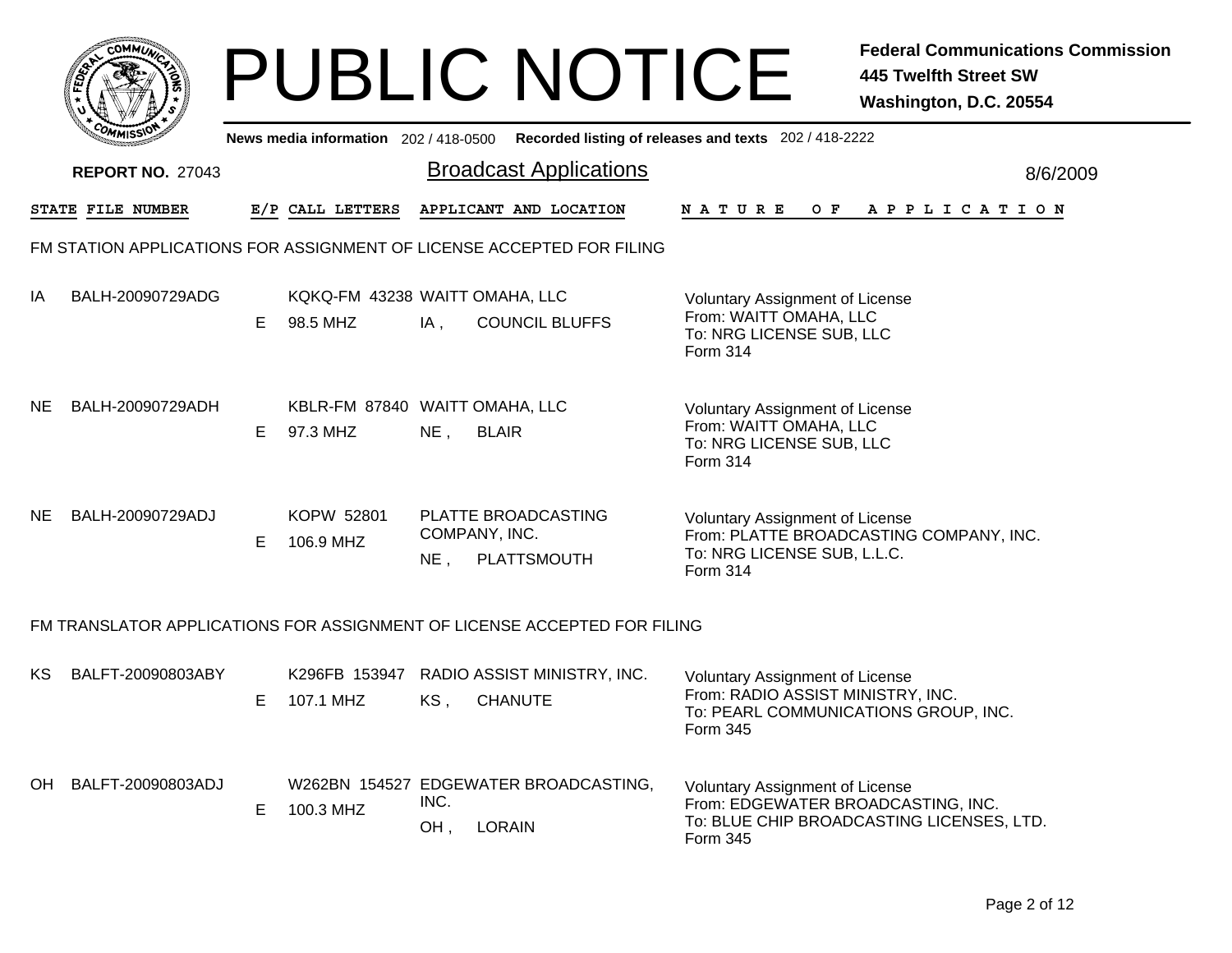# PUBLIC NOTICE

**Federal Communications Commission**
**445 Twelfth Street SW**
**Washington, D.C. 20554**

News media information 202 / 418-0500 Recorded listing of releases and texts 202 / 418-2222

**REPORT NO.** 27043

## Broadcast Applications

8/6/2009

| STATE | FILE NUMBER | E/P | CALL LETTERS | APPLICANT AND LOCATION | NATURE OF APPLICATION |
|---|---|---|---|---|---|

### FM STATION APPLICATIONS FOR ASSIGNMENT OF LICENSE ACCEPTED FOR FILING

| STATE | FILE NUMBER | E/P | CALL LETTERS | APPLICANT AND LOCATION | NATURE OF APPLICATION |
|---|---|---|---|---|---|
| IA | BALH-20090729ADG | E | KQKQ-FM 43238<br>98.5 MHZ | WAITT OMAHA, LLC<br>IA , COUNCIL BLUFFS | Voluntary Assignment of License<br>From: WAITT OMAHA, LLC<br>To: NRG LICENSE SUB, LLC<br>Form 314 |
| NE | BALH-20090729ADH | E | KBLR-FM 87840<br>97.3 MHZ | WAITT OMAHA, LLC<br>NE , BLAIR | Voluntary Assignment of License<br>From: WAITT OMAHA, LLC<br>To: NRG LICENSE SUB, LLC<br>Form 314 |
| NE | BALH-20090729ADJ | E | KOPW 52801<br>106.9 MHZ | PLATTE BROADCASTING COMPANY, INC.<br>NE , PLATTSMOUTH | Voluntary Assignment of License<br>From: PLATTE BROADCASTING COMPANY, INC.<br>To: NRG LICENSE SUB, L.L.C.<br>Form 314 |

### FM TRANSLATOR APPLICATIONS FOR ASSIGNMENT OF LICENSE ACCEPTED FOR FILING

| STATE | FILE NUMBER | E/P | CALL LETTERS | APPLICANT AND LOCATION | NATURE OF APPLICATION |
|---|---|---|---|---|---|
| KS | BALFT-20090803ABY | E | K296FB 153947<br>107.1 MHZ | RADIO ASSIST MINISTRY, INC.<br>KS , CHANUTE | Voluntary Assignment of License<br>From: RADIO ASSIST MINISTRY, INC.<br>To: PEARL COMMUNICATIONS GROUP, INC.<br>Form 345 |
| OH | BALFT-20090803ADJ | E | W262BN 154527<br>100.3 MHZ | EDGEWATER BROADCASTING, INC.<br>OH , LORAIN | Voluntary Assignment of License<br>From: EDGEWATER BROADCASTING, INC.<br>To: BLUE CHIP BROADCASTING LICENSES, LTD.<br>Form 345 |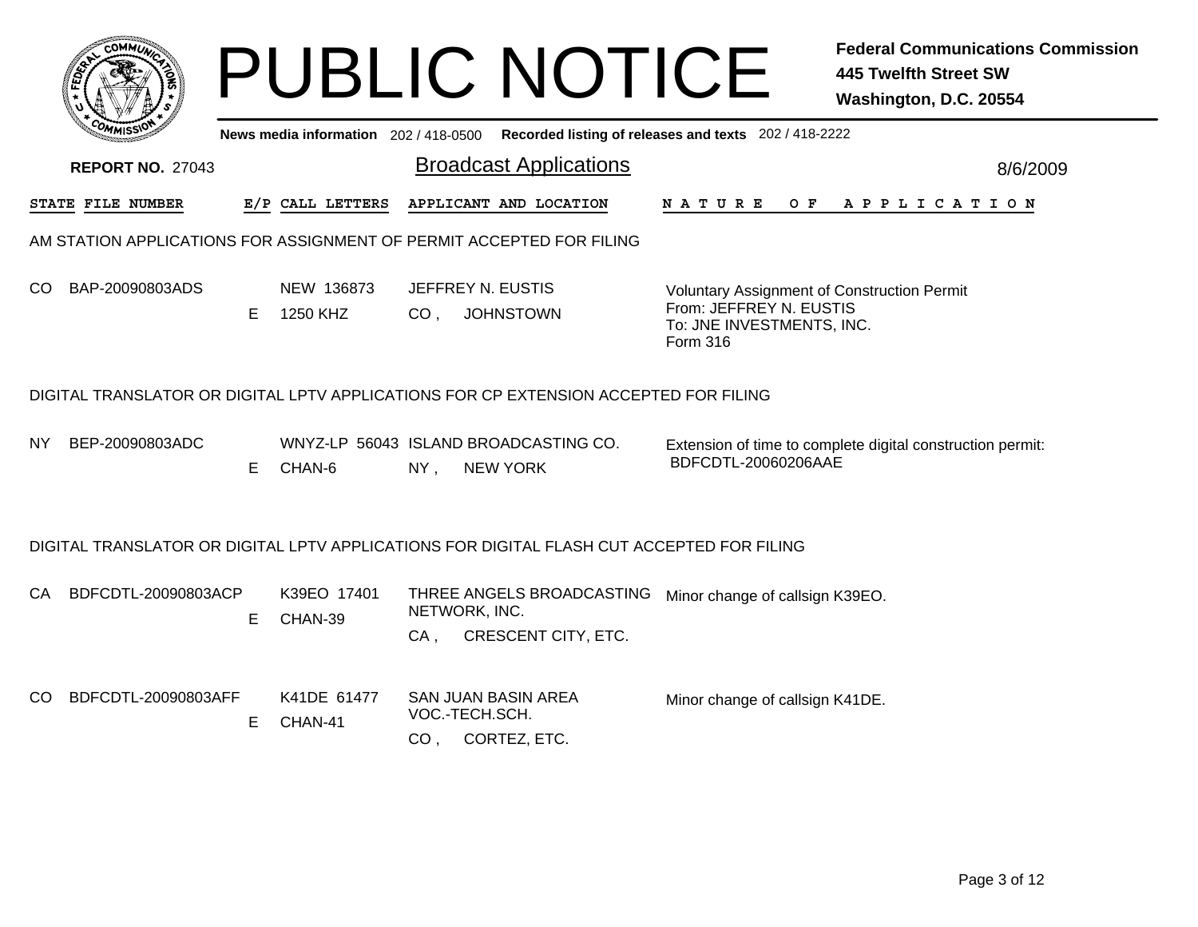# PUBLIC NOTICE

**Federal Communications Commission**
**445 Twelfth Street SW**
**Washington, D.C. 20554**

News media information 202 / 418-0500 Recorded listing of releases and texts 202 / 418-2222

**REPORT NO.** 27043

## Broadcast Applications

8/6/2009

| STATE | FILE NUMBER | E/P | CALL LETTERS | APPLICANT AND LOCATION | NATURE OF APPLICATION |
|---|---|---|---|---|---|

### AM STATION APPLICATIONS FOR ASSIGNMENT OF PERMIT ACCEPTED FOR FILING

| STATE | FILE NUMBER | E/P | CALL LETTERS | APPLICANT AND LOCATION | NATURE OF APPLICATION |
|---|---|---|---|---|---|
| CO | BAP-20090803ADS | E | NEW 136873<br>1250 KHZ | JEFFREY N. EUSTIS<br>CO , JOHNSTOWN | Voluntary Assignment of Construction Permit<br>From: JEFFREY N. EUSTIS<br>To: JNE INVESTMENTS, INC.<br>Form 316 |

### DIGITAL TRANSLATOR OR DIGITAL LPTV APPLICATIONS FOR CP EXTENSION ACCEPTED FOR FILING

| STATE | FILE NUMBER | E/P | CALL LETTERS | APPLICANT AND LOCATION | NATURE OF APPLICATION |
|---|---|---|---|---|---|
| NY | BEP-20090803ADC | E | WNYZ-LP 56043<br>CHAN-6 | ISLAND BROADCASTING CO.<br>NY , NEW YORK | Extension of time to complete digital construction permit:<br>BDFCDTL-20060206AAE |

### DIGITAL TRANSLATOR OR DIGITAL LPTV APPLICATIONS FOR DIGITAL FLASH CUT ACCEPTED FOR FILING

| STATE | FILE NUMBER | E/P | CALL LETTERS | APPLICANT AND LOCATION | NATURE OF APPLICATION |
|---|---|---|---|---|---|
| CA | BDFCDTL-20090803ACP | E | K39EO 17401<br>CHAN-39 | THREE ANGELS BROADCASTING NETWORK, INC.<br>CA , CRESCENT CITY, ETC. | Minor change of callsign K39EO. |
| CO | BDFCDTL-20090803AFF | E | K41DE 61477<br>CHAN-41 | SAN JUAN BASIN AREA VOC.-TECH.SCH.<br>CO , CORTEZ, ETC. | Minor change of callsign K41DE. |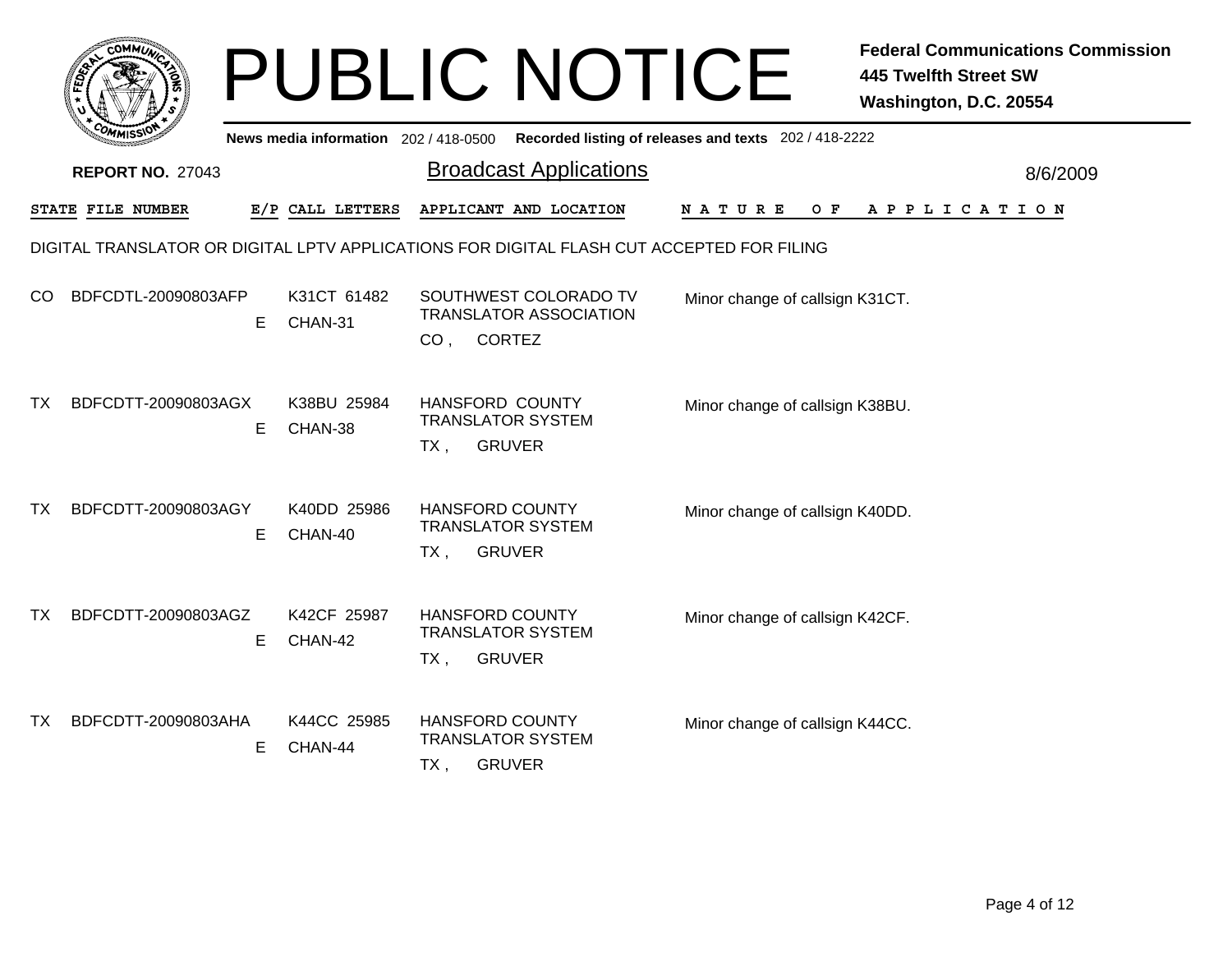# PUBLIC NOTICE

**Federal Communications Commission**
**445 Twelfth Street SW**
**Washington, D.C. 20554**

News media information 202 / 418-0500 Recorded listing of releases and texts 202 / 418-2222

**REPORT NO.** 27043

## Broadcast Applications

8/6/2009

DIGITAL TRANSLATOR OR DIGITAL LPTV APPLICATIONS FOR DIGITAL FLASH CUT ACCEPTED FOR FILING

| STATE | FILE NUMBER | E/P | CALL LETTERS | APPLICANT AND LOCATION | NATURE OF APPLICATION |
|---|---|---|---|---|---|
| CO | BDFCDTL-20090803AFP | E | K31CT 61482 CHAN-31 | SOUTHWEST COLORADO TV TRANSLATOR ASSOCIATION CO , CORTEZ | Minor change of callsign K31CT. |
| TX | BDFCDTT-20090803AGX | E | K38BU 25984 CHAN-38 | HANSFORD COUNTY TRANSLATOR SYSTEM TX , GRUVER | Minor change of callsign K38BU. |
| TX | BDFCDTT-20090803AGY | E | K40DD 25986 CHAN-40 | HANSFORD COUNTY TRANSLATOR SYSTEM TX , GRUVER | Minor change of callsign K40DD. |
| TX | BDFCDTT-20090803AGZ | E | K42CF 25987 CHAN-42 | HANSFORD COUNTY TRANSLATOR SYSTEM TX , GRUVER | Minor change of callsign K42CF. |
| TX | BDFCDTT-20090803AHA | E | K44CC 25985 CHAN-44 | HANSFORD COUNTY TRANSLATOR SYSTEM TX , GRUVER | Minor change of callsign K44CC. |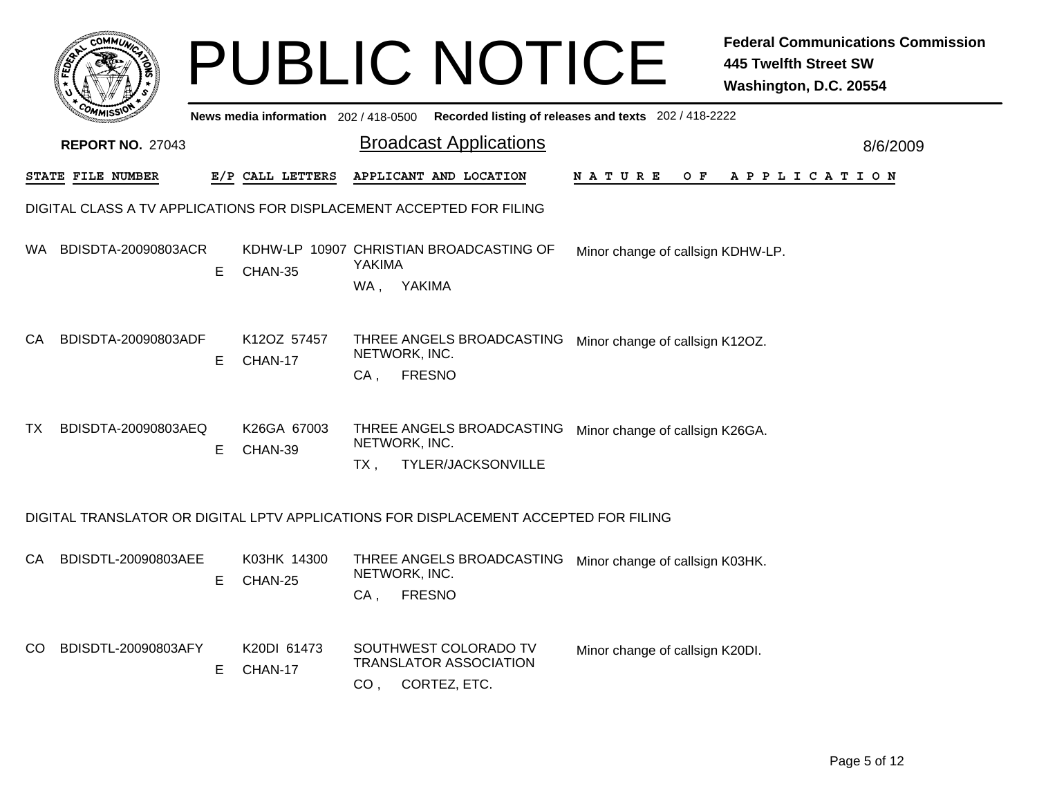# PUBLIC NOTICE

**Federal Communications Commission**
**445 Twelfth Street SW**
**Washington, D.C. 20554**

**News media information** 202 / 418-0500 **Recorded listing of releases and texts** 202 / 418-2222

**REPORT NO.** 27043

## Broadcast Applications

8/6/2009

### DIGITAL CLASS A TV APPLICATIONS FOR DISPLACEMENT ACCEPTED FOR FILING

| STATE | FILE NUMBER | E/P | CALL LETTERS | APPLICANT AND LOCATION | NATURE OF APPLICATION |
|---|---|---|---|---|---|
| WA | BDISDTA-20090803ACR | E | KDHW-LP 10907 CHAN-35 | CHRISTIAN BROADCASTING OF YAKIMA<br>WA , YAKIMA | Minor change of callsign KDHW-LP. |
| CA | BDISDTA-20090803ADF | E | K12OZ 57457 CHAN-17 | THREE ANGELS BROADCASTING NETWORK, INC.<br>CA , FRESNO | Minor change of callsign K12OZ. |
| TX | BDISDTA-20090803AEQ | E | K26GA 67003 CHAN-39 | THREE ANGELS BROADCASTING NETWORK, INC.<br>TX , TYLER/JACKSONVILLE | Minor change of callsign K26GA. |

### DIGITAL TRANSLATOR OR DIGITAL LPTV APPLICATIONS FOR DISPLACEMENT ACCEPTED FOR FILING

| STATE | FILE NUMBER | E/P | CALL LETTERS | APPLICANT AND LOCATION | NATURE OF APPLICATION |
|---|---|---|---|---|---|
| CA | BDISDTL-20090803AEE | E | K03HK 14300 CHAN-25 | THREE ANGELS BROADCASTING NETWORK, INC.<br>CA , FRESNO | Minor change of callsign K03HK. |
| CO | BDISDTL-20090803AFY | E | K20DI 61473 CHAN-17 | SOUTHWEST COLORADO TV TRANSLATOR ASSOCIATION<br>CO , CORTEZ, ETC. | Minor change of callsign K20DI. |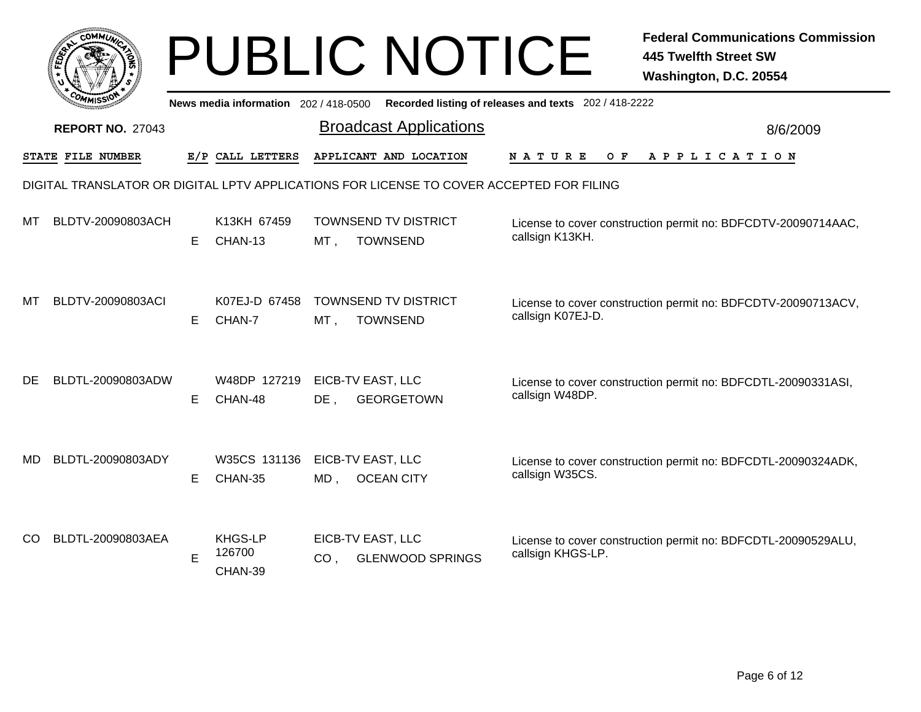# PUBLIC NOTICE

**Federal Communications Commission**
**445 Twelfth Street SW**
**Washington, D.C. 20554**

News media information 202 / 418-0500 Recorded listing of releases and texts 202 / 418-2222

**REPORT NO.** 27043

## Broadcast Applications

8/6/2009

DIGITAL TRANSLATOR OR DIGITAL LPTV APPLICATIONS FOR LICENSE TO COVER ACCEPTED FOR FILING

| STATE | FILE NUMBER | E/P | CALL LETTERS | APPLICANT AND LOCATION | NATURE OF APPLICATION |
|---|---|---|---|---|---|
| MT | BLDTV-20090803ACH | E | K13KH 67459 CHAN-13 | TOWNSEND TV DISTRICT MT , TOWNSEND | License to cover construction permit no: BDFCDTV-20090714AAC, callsign K13KH. |
| MT | BLDTV-20090803ACI | E | K07EJ-D 67458 CHAN-7 | TOWNSEND TV DISTRICT MT , TOWNSEND | License to cover construction permit no: BDFCDTV-20090713ACV, callsign K07EJ-D. |
| DE | BLDTL-20090803ADW | E | W48DP 127219 CHAN-48 | EICB-TV EAST, LLC DE , GEORGETOWN | License to cover construction permit no: BDFCDTL-20090331ASI, callsign W48DP. |
| MD | BLDTL-20090803ADY | E | W35CS 131136 CHAN-35 | EICB-TV EAST, LLC MD , OCEAN CITY | License to cover construction permit no: BDFCDTL-20090324ADK, callsign W35CS. |
| CO | BLDTL-20090803AEA | E | KHGS-LP 126700 CHAN-39 | EICB-TV EAST, LLC CO , GLENWOOD SPRINGS | License to cover construction permit no: BDFCDTL-20090529ALU, callsign KHGS-LP. |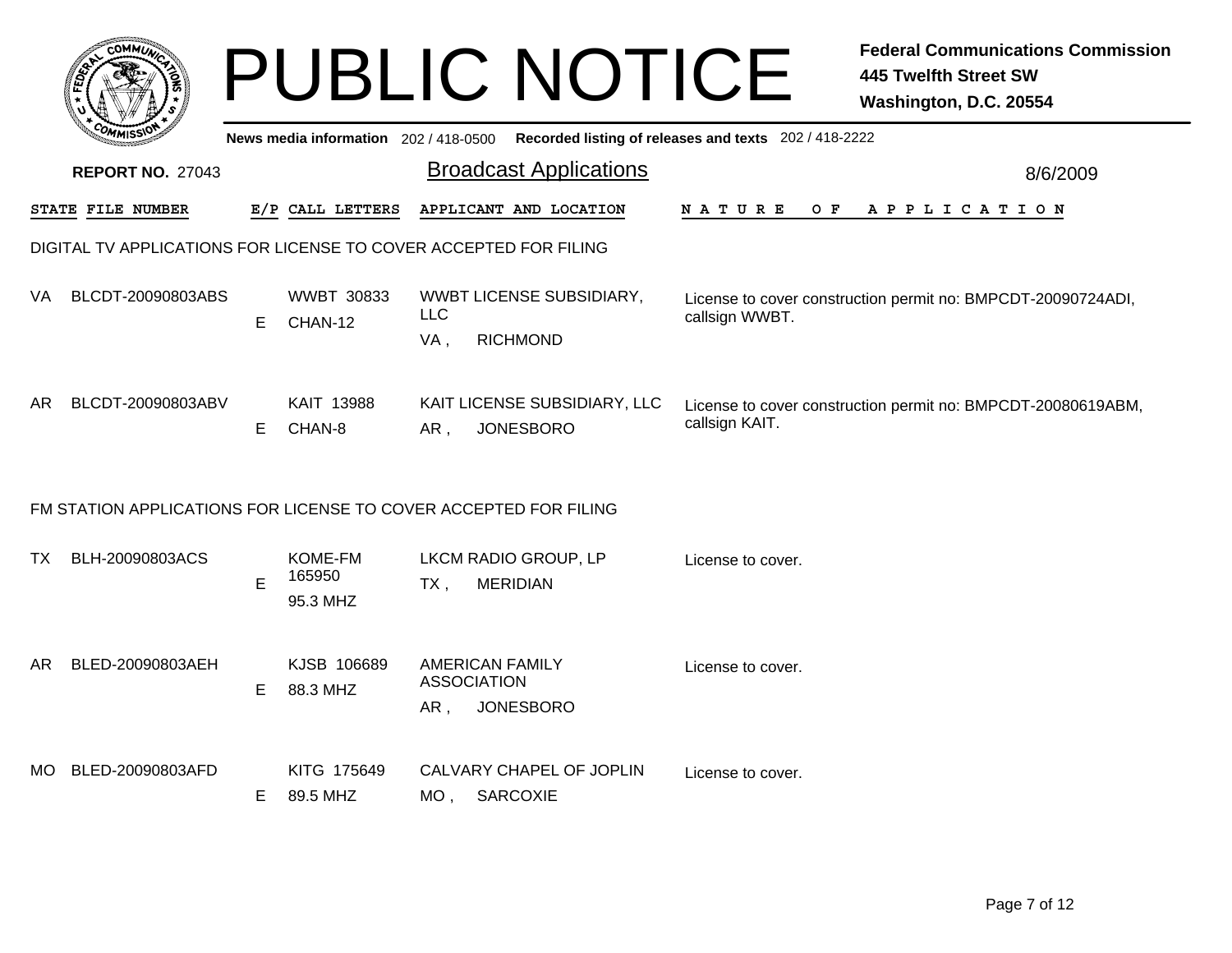# PUBLIC NOTICE

**Federal Communications Commission**
**445 Twelfth Street SW**
**Washington, D.C. 20554**

News media information 202 / 418-0500 Recorded listing of releases and texts 202 / 418-2222

**REPORT NO.** 27043

## Broadcast Applications

8/6/2009

### DIGITAL TV APPLICATIONS FOR LICENSE TO COVER ACCEPTED FOR FILING

| STATE | FILE NUMBER | E/P | CALL LETTERS | APPLICANT AND LOCATION | NATURE OF APPLICATION |
|---|---|---|---|---|---|
| VA | BLCDT-20090803ABS | E | WWBT 30833 CHAN-12 | WWBT LICENSE SUBSIDIARY, LLC VA , RICHMOND | License to cover construction permit no: BMPCDT-20090724ADI, callsign WWBT. |
| AR | BLCDT-20090803ABV | E | KAIT 13988 CHAN-8 | KAIT LICENSE SUBSIDIARY, LLC AR , JONESBORO | License to cover construction permit no: BMPCDT-20080619ABM, callsign KAIT. |

### FM STATION APPLICATIONS FOR LICENSE TO COVER ACCEPTED FOR FILING

| STATE | FILE NUMBER | E/P | CALL LETTERS | APPLICANT AND LOCATION | NATURE OF APPLICATION |
|---|---|---|---|---|---|
| TX | BLH-20090803ACS | E | KOME-FM 165950 95.3 MHZ | LKCM RADIO GROUP, LP TX , MERIDIAN | License to cover. |
| AR | BLED-20090803AEH | E | KJSB 106689 88.3 MHZ | AMERICAN FAMILY ASSOCIATION AR , JONESBORO | License to cover. |
| MO | BLED-20090803AFD | E | KITG 175649 89.5 MHZ | CALVARY CHAPEL OF JOPLIN MO , SARCOXIE | License to cover. |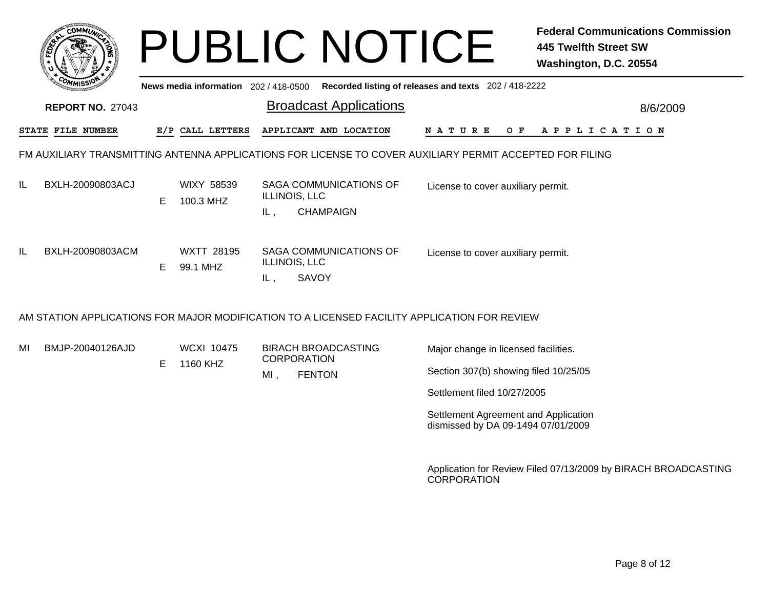# PUBLIC NOTICE

**Federal Communications Commission**
**445 Twelfth Street SW**
**Washington, D.C. 20554**

News media information 202 / 418-0500 Recorded listing of releases and texts 202 / 418-2222

**REPORT NO.** 27043

## Broadcast Applications

8/6/2009

| STATE | FILE NUMBER | E/P | CALL LETTERS | APPLICANT AND LOCATION | NATURE OF APPLICATION |
|---|---|---|---|---|---|

### FM AUXILIARY TRANSMITTING ANTENNA APPLICATIONS FOR LICENSE TO COVER AUXILIARY PERMIT ACCEPTED FOR FILING

| STATE | FILE NUMBER | E/P | CALL LETTERS | APPLICANT AND LOCATION | NATURE OF APPLICATION |
|---|---|---|---|---|---|
| IL | BXLH-20090803ACJ | E | WIXY 58539<br>100.3 MHZ | SAGA COMMUNICATIONS OF ILLINOIS, LLC<br>IL , CHAMPAIGN | License to cover auxiliary permit. |
| IL | BXLH-20090803ACM | E | WXTT 28195<br>99.1 MHZ | SAGA COMMUNICATIONS OF ILLINOIS, LLC<br>IL , SAVOY | License to cover auxiliary permit. |

### AM STATION APPLICATIONS FOR MAJOR MODIFICATION TO A LICENSED FACILITY APPLICATION FOR REVIEW

| STATE | FILE NUMBER | E/P | CALL LETTERS | APPLICANT AND LOCATION | NATURE OF APPLICATION |
|---|---|---|---|---|---|
| MI | BMJP-20040126AJD | E | WCXI 10475<br>1160 KHZ | BIRACH BROADCASTING CORPORATION<br>MI , FENTON | Major change in licensed facilities.<br><br>Section 307(b) showing filed 10/25/05<br><br>Settlement filed 10/27/2005<br><br>Settlement Agreement and Application dismissed by DA 09-1494 07/01/2009<br><br>Application for Review Filed 07/13/2009 by BIRACH BROADCASTING CORPORATION |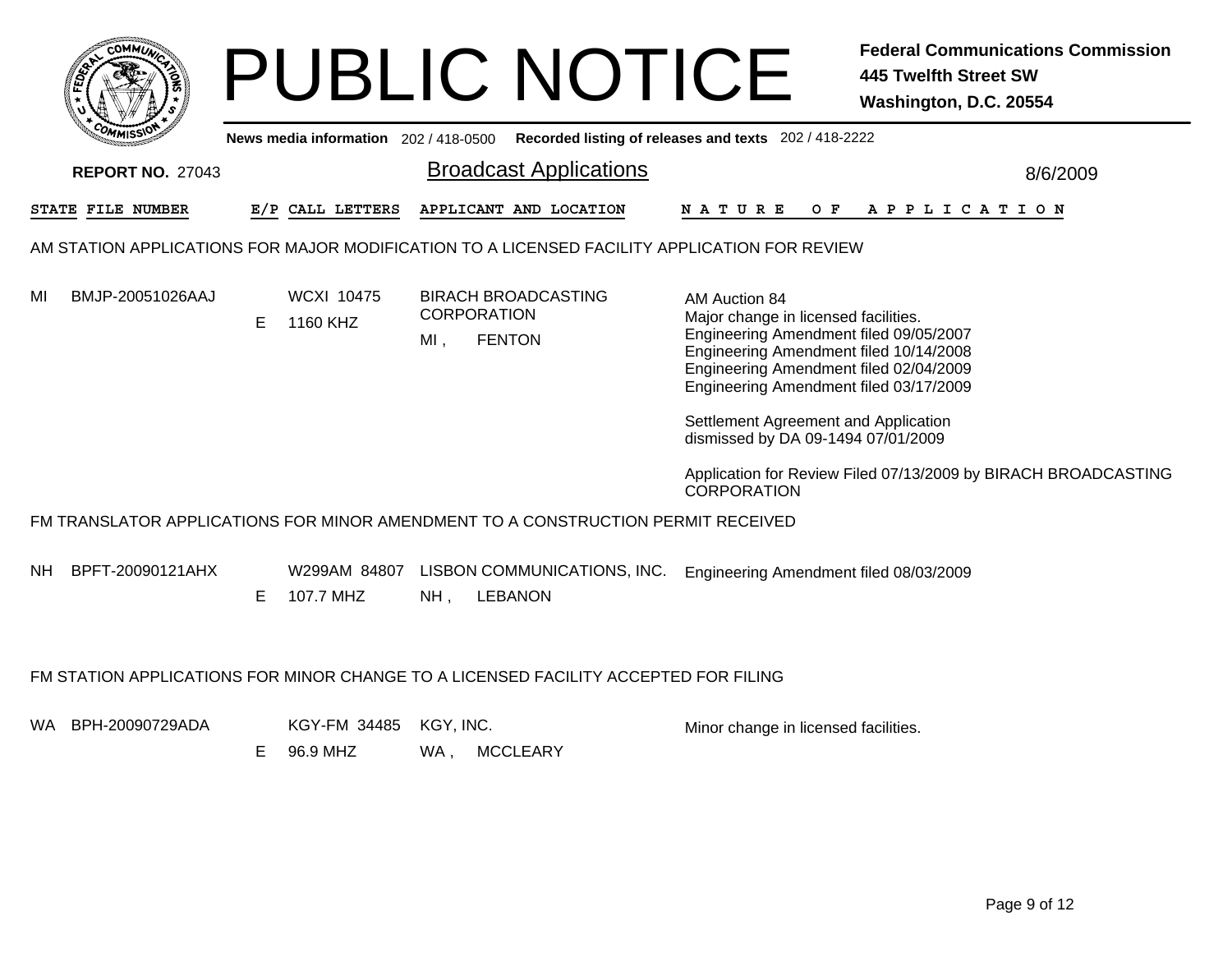# PUBLIC NOTICE

**Federal Communications Commission**
**445 Twelfth Street SW**
**Washington, D.C. 20554**

News media information 202 / 418-0500 Recorded listing of releases and texts 202 / 418-2222

**REPORT NO.** 27043

## Broadcast Applications

8/6/2009

| STATE | FILE NUMBER | E/P | CALL LETTERS | APPLICANT AND LOCATION | NATURE OF APPLICATION |
|---|---|---|---|---|---|

### AM STATION APPLICATIONS FOR MAJOR MODIFICATION TO A LICENSED FACILITY APPLICATION FOR REVIEW

| STATE | FILE NUMBER | E/P | CALL LETTERS | APPLICANT AND LOCATION | NATURE OF APPLICATION |
|---|---|---|---|---|---|
| MI | BMJP-20051026AAJ | E | WCXI 10475<br>1160 KHZ | BIRACH BROADCASTING CORPORATION<br>MI , FENTON | AM Auction 84<br>Major change in licensed facilities.<br>Engineering Amendment filed 09/05/2007<br>Engineering Amendment filed 10/14/2008<br>Engineering Amendment filed 02/04/2009<br>Engineering Amendment filed 03/17/2009<br><br>Settlement Agreement and Application dismissed by DA 09-1494 07/01/2009<br><br>Application for Review Filed 07/13/2009 by BIRACH BROADCASTING CORPORATION |

### FM TRANSLATOR APPLICATIONS FOR MINOR AMENDMENT TO A CONSTRUCTION PERMIT RECEIVED

| STATE | FILE NUMBER | E/P | CALL LETTERS | APPLICANT AND LOCATION | NATURE OF APPLICATION |
|---|---|---|---|---|---|
| NH | BPFT-20090121AHX | E | W299AM 84807<br>107.7 MHZ | LISBON COMMUNICATIONS, INC.<br>NH , LEBANON | Engineering Amendment filed 08/03/2009 |

### FM STATION APPLICATIONS FOR MINOR CHANGE TO A LICENSED FACILITY ACCEPTED FOR FILING

| STATE | FILE NUMBER | E/P | CALL LETTERS | APPLICANT AND LOCATION | NATURE OF APPLICATION |
|---|---|---|---|---|---|
| WA | BPH-20090729ADA | E | KGY-FM 34485<br>96.9 MHZ | KGY, INC.<br>WA , MCCLEARY | Minor change in licensed facilities. |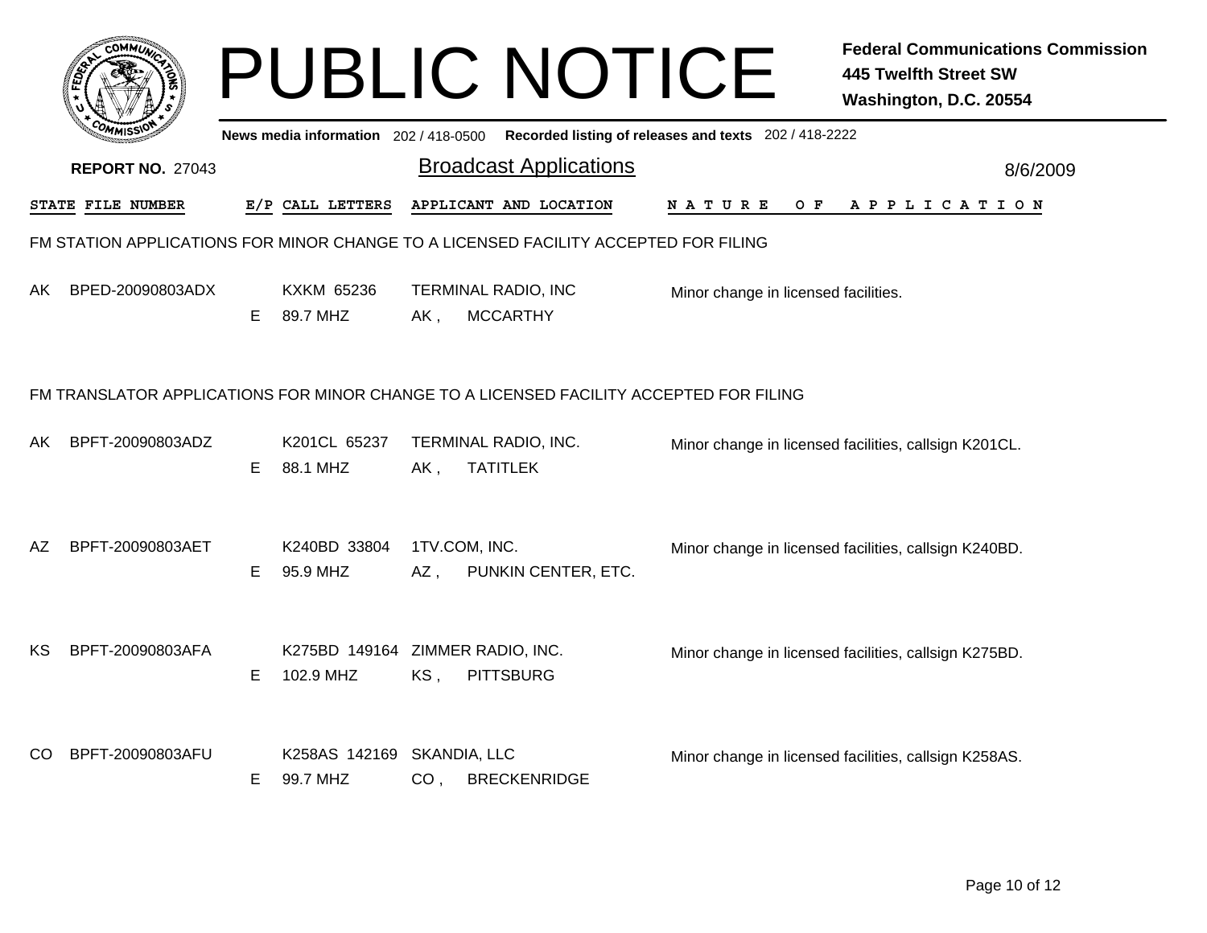# PUBLIC NOTICE

**Federal Communications Commission**
**445 Twelfth Street SW**
**Washington, D.C. 20554**

News media information 202 / 418-0500 Recorded listing of releases and texts 202 / 418-2222

**REPORT NO.** 27043

## Broadcast Applications

8/6/2009

| STATE | FILE NUMBER | E/P | CALL LETTERS | APPLICANT AND LOCATION | NATURE OF APPLICATION |
|---|---|---|---|---|---|

### FM STATION APPLICATIONS FOR MINOR CHANGE TO A LICENSED FACILITY ACCEPTED FOR FILING

| STATE | FILE NUMBER | E/P | CALL LETTERS | APPLICANT AND LOCATION | NATURE OF APPLICATION |
|---|---|---|---|---|---|
| AK | BPED-20090803ADX | E | KXKM 65236<br>89.7 MHZ | TERMINAL RADIO, INC<br>AK , MCCARTHY | Minor change in licensed facilities. |

### FM TRANSLATOR APPLICATIONS FOR MINOR CHANGE TO A LICENSED FACILITY ACCEPTED FOR FILING

| STATE | FILE NUMBER | E/P | CALL LETTERS | APPLICANT AND LOCATION | NATURE OF APPLICATION |
|---|---|---|---|---|---|
| AK | BPFT-20090803ADZ | E | K201CL 65237<br>88.1 MHZ | TERMINAL RADIO, INC.<br>AK , TATITLEK | Minor change in licensed facilities, callsign K201CL. |
| AZ | BPFT-20090803AET | E | K240BD 33804<br>95.9 MHZ | 1TV.COM, INC.<br>AZ , PUNKIN CENTER, ETC. | Minor change in licensed facilities, callsign K240BD. |
| KS | BPFT-20090803AFA | E | K275BD 149164<br>102.9 MHZ | ZIMMER RADIO, INC.<br>KS , PITTSBURG | Minor change in licensed facilities, callsign K275BD. |
| CO | BPFT-20090803AFU | E | K258AS 142169<br>99.7 MHZ | SKANDIA, LLC<br>CO , BRECKENRIDGE | Minor change in licensed facilities, callsign K258AS. |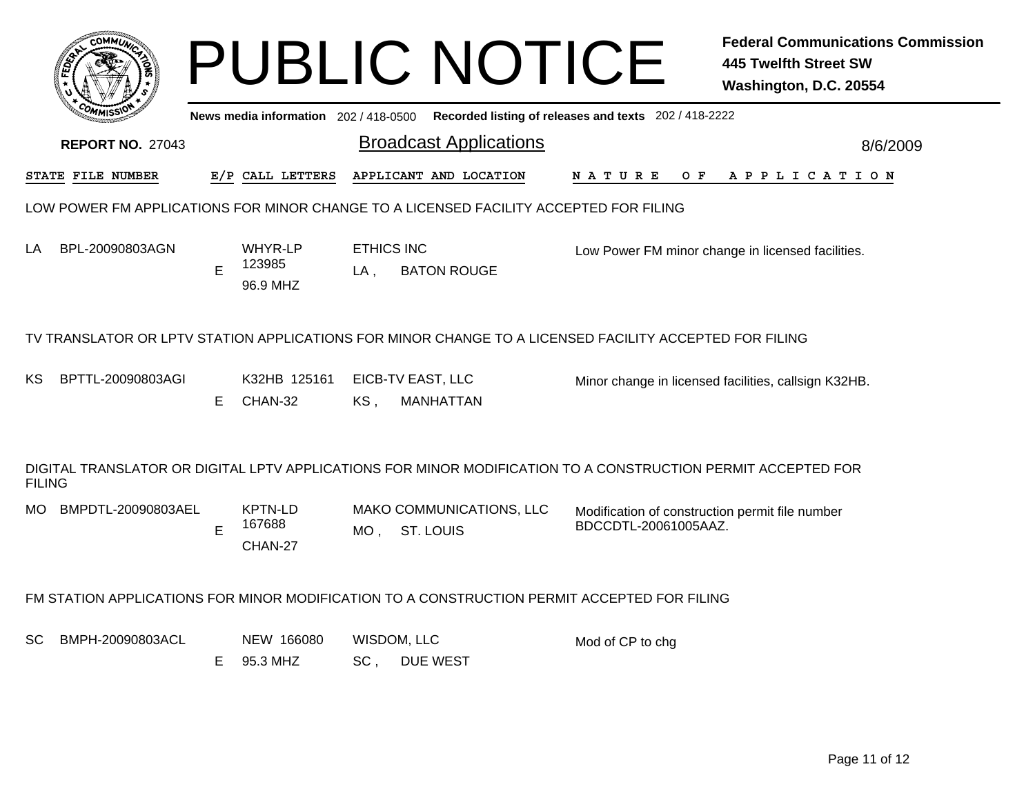# PUBLIC NOTICE

**Federal Communications Commission**
**445 Twelfth Street SW**
**Washington, D.C. 20554**

News media information 202 / 418-0500 Recorded listing of releases and texts 202 / 418-2222

**REPORT NO.** 27043

## Broadcast Applications

8/6/2009

| STATE | FILE NUMBER | E/P | CALL LETTERS | APPLICANT AND LOCATION | NATURE OF APPLICATION |
|---|---|---|---|---|---|

### LOW POWER FM APPLICATIONS FOR MINOR CHANGE TO A LICENSED FACILITY ACCEPTED FOR FILING

| STATE | FILE NUMBER | E/P | CALL LETTERS | APPLICANT AND LOCATION | NATURE OF APPLICATION |
|---|---|---|---|---|---|
| LA | BPL-20090803AGN | E | WHYR-LP 123985 96.9 MHZ | ETHICS INC LA , BATON ROUGE | Low Power FM minor change in licensed facilities. |

### TV TRANSLATOR OR LPTV STATION APPLICATIONS FOR MINOR CHANGE TO A LICENSED FACILITY ACCEPTED FOR FILING

| STATE | FILE NUMBER | E/P | CALL LETTERS | APPLICANT AND LOCATION | NATURE OF APPLICATION |
|---|---|---|---|---|---|
| KS | BPTTL-20090803AGI | E | K32HB 125161 CHAN-32 | EICB-TV EAST, LLC KS , MANHATTAN | Minor change in licensed facilities, callsign K32HB. |

### DIGITAL TRANSLATOR OR DIGITAL LPTV APPLICATIONS FOR MINOR MODIFICATION TO A CONSTRUCTION PERMIT ACCEPTED FOR FILING

| STATE | FILE NUMBER | E/P | CALL LETTERS | APPLICANT AND LOCATION | NATURE OF APPLICATION |
|---|---|---|---|---|---|
| MO | BMPDTL-20090803AEL | E | KPTN-LD 167688 CHAN-27 | MAKO COMMUNICATIONS, LLC MO , ST. LOUIS | Modification of construction permit file number BDCCDTL-20061005AAZ. |

### FM STATION APPLICATIONS FOR MINOR MODIFICATION TO A CONSTRUCTION PERMIT ACCEPTED FOR FILING

| STATE | FILE NUMBER | E/P | CALL LETTERS | APPLICANT AND LOCATION | NATURE OF APPLICATION |
|---|---|---|---|---|---|
| SC | BMPH-20090803ACL | E | NEW 166080 95.3 MHZ | WISDOM, LLC SC , DUE WEST | Mod of CP to chg |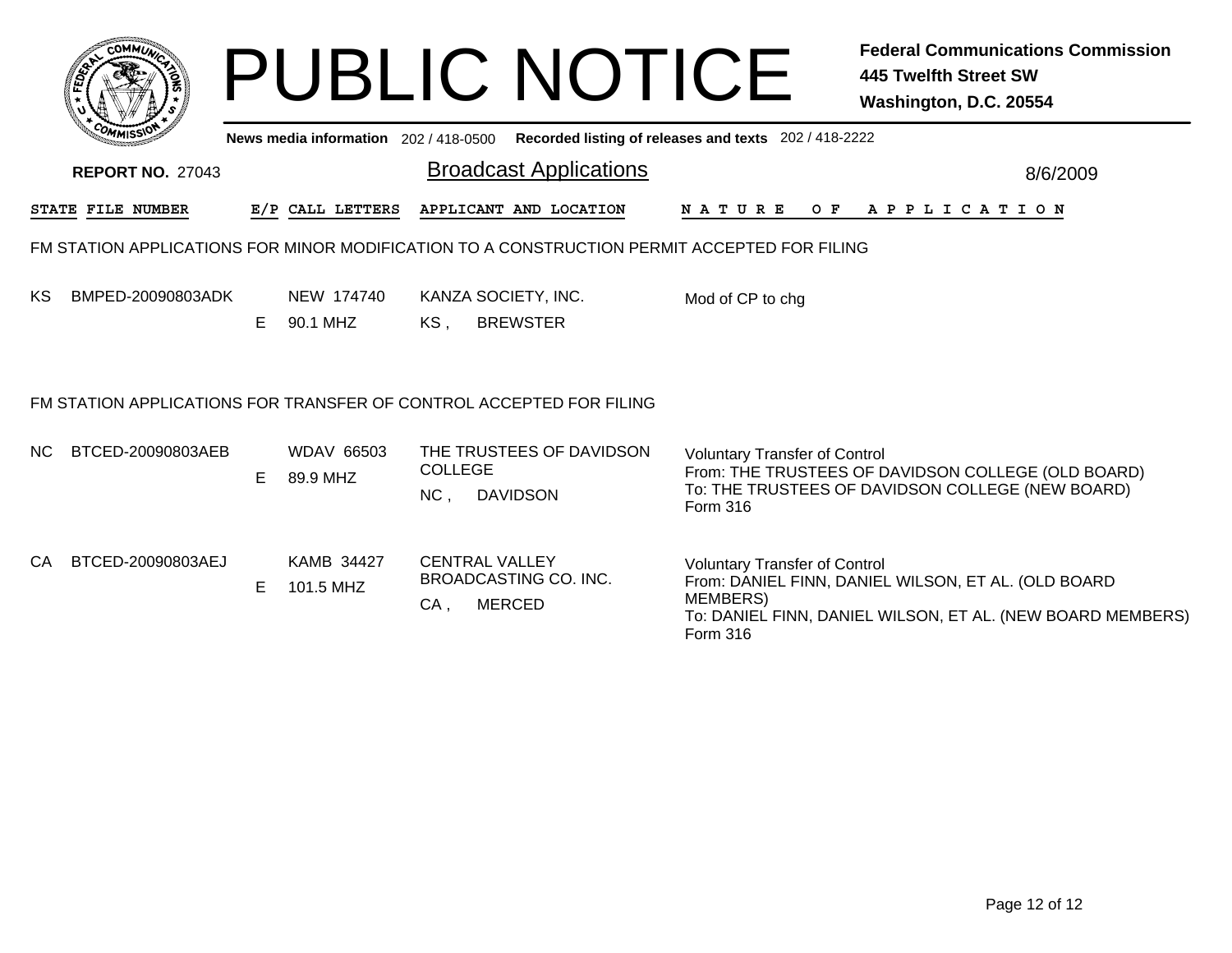# PUBLIC NOTICE

**Federal Communications Commission**
**445 Twelfth Street SW**
**Washington, D.C. 20554**

**News media information** 202 / 418-0500 **Recorded listing of releases and texts** 202 / 418-2222

**REPORT NO.** 27043

## Broadcast Applications

8/6/2009

### FM STATION APPLICATIONS FOR MINOR MODIFICATION TO A CONSTRUCTION PERMIT ACCEPTED FOR FILING

| STATE | FILE NUMBER | E/P | CALL LETTERS | APPLICANT AND LOCATION | NATURE OF APPLICATION |
|---|---|---|---|---|---|
| KS | BMPED-20090803ADK | E | NEW 174740<br>90.1 MHZ | KANZA SOCIETY, INC.<br>KS , BREWSTER | Mod of CP to chg |

### FM STATION APPLICATIONS FOR TRANSFER OF CONTROL ACCEPTED FOR FILING

| STATE | FILE NUMBER | E/P | CALL LETTERS | APPLICANT AND LOCATION | NATURE OF APPLICATION |
|---|---|---|---|---|---|
| NC | BTCED-20090803AEB | E | WDAV 66503<br>89.9 MHZ | THE TRUSTEES OF DAVIDSON COLLEGE<br>NC , DAVIDSON | Voluntary Transfer of Control<br>From: THE TRUSTEES OF DAVIDSON COLLEGE (OLD BOARD)<br>To: THE TRUSTEES OF DAVIDSON COLLEGE (NEW BOARD)<br>Form 316 |
| CA | BTCED-20090803AEJ | E | KAMB 34427<br>101.5 MHZ | CENTRAL VALLEY BROADCASTING CO. INC.<br>CA , MERCED | Voluntary Transfer of Control<br>From: DANIEL FINN, DANIEL WILSON, ET AL. (OLD BOARD MEMBERS)<br>To: DANIEL FINN, DANIEL WILSON, ET AL. (NEW BOARD MEMBERS)<br>Form 316 |